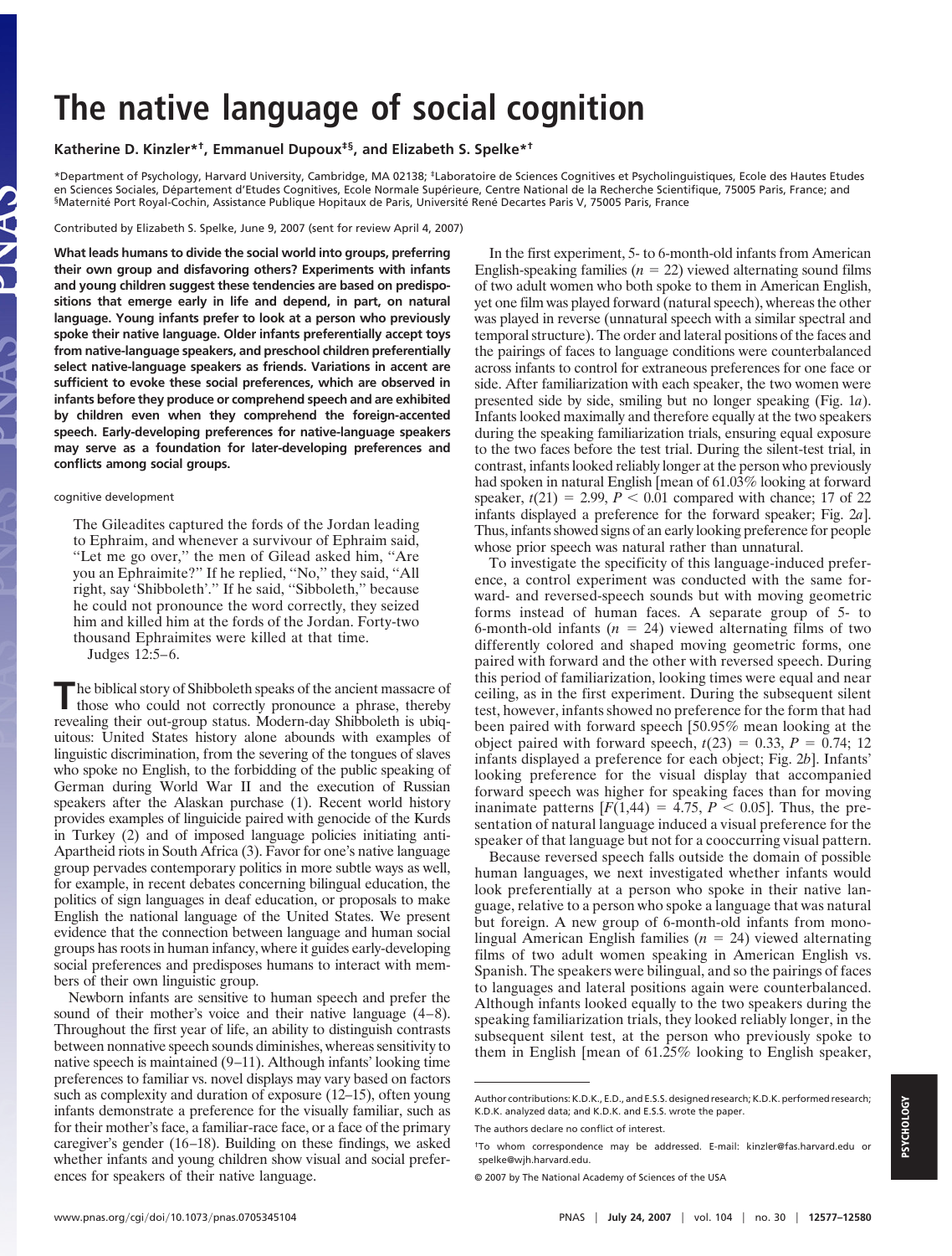# The native language of social cognition

**Katherine D. Kinzler*†, Emmanuel Dupoux‡§, and Elizabeth S. Spelke*†**

*Department of Psychology, Harvard University, Cambridge, MA 02138; ‡Laboratoire de Sciences Cognitives et Psycholinguistiques, Ecole des Hautes Etudes en Sciences Sociales, Département d'Etudes Cognitives, Ecole Normale Supérieure, Centre National de la Recherche Scientifique, 75005 Paris, France; and §Maternité Port Royal-Cochin, Assistance Publique Hopitaux de Paris, Université René Decartes Paris V, 75005 Paris, France

Contributed by Elizabeth S. Spelke, June 9, 2007 (sent for review April 4, 2007)

**What leads humans to divide the social world into groups, preferring their own group and disfavoring others? Experiments with infants and young children suggest these tendencies are based on predispositions that emerge early in life and depend, in part, on natural language. Young infants prefer to look at a person who previously spoke their native language. Older infants preferentially accept toys from native-language speakers, and preschool children preferentially select native-language speakers as friends. Variations in accent are sufficient to evoke these social preferences, which are observed in infants before they produce or comprehend speech and are exhibited by children even when they comprehend the foreign-accented speech. Early-developing preferences for native-language speakers may serve as a foundation for later-developing preferences and conflicts among social groups.**

cognitive development

> The Gileadites captured the fords of the Jordan leading to Ephraim, and whenever a survivour of Ephraim said, "Let me go over," the men of Gilead asked him, "Are you an Ephraimite?" If he replied, "No," they said, "All right, say 'Shibboleth'." If he said, "Sibboleth," because he could not pronounce the word correctly, they seized him and killed him at the fords of the Jordan. Forty-two thousand Ephraimites were killed at that time.
> Judges 12:5–6.

The biblical story of Shibboleth speaks of the ancient massacre of those who could not correctly pronounce a phrase, thereby revealing their out-group status. Modern-day Shibboleth is ubiquitous: United States history alone abounds with examples of linguistic discrimination, from the severing of the tongues of slaves who spoke no English, to the forbidding of the public speaking of German during World War II and the execution of Russian speakers after the Alaskan purchase (1). Recent world history provides examples of linguicide paired with genocide of the Kurds in Turkey (2) and of imposed language policies initiating anti-Apartheid riots in South Africa (3). Favor for one's native language group pervades contemporary politics in more subtle ways as well, for example, in recent debates concerning bilingual education, the politics of sign languages in deaf education, or proposals to make English the national language of the United States. We present evidence that the connection between language and human social groups has roots in human infancy, where it guides early-developing social preferences and predisposes humans to interact with members of their own linguistic group.

Newborn infants are sensitive to human speech and prefer the sound of their mother's voice and their native language (4–8). Throughout the first year of life, an ability to distinguish contrasts between nonnative speech sounds diminishes, whereas sensitivity to native speech is maintained (9–11). Although infants' looking time preferences to familiar vs. novel displays may vary based on factors such as complexity and duration of exposure (12–15), often young infants demonstrate a preference for the visually familiar, such as for their mother's face, a familiar-race face, or a face of the primary caregiver's gender (16–18). Building on these findings, we asked whether infants and young children show visual and social preferences for speakers of their native language.

In the first experiment, 5- to 6-month-old infants from American English-speaking families ($n = 22$) viewed alternating sound films of two adult women who both spoke to them in American English, yet one film was played forward (natural speech), whereas the other was played in reverse (unnatural speech with a similar spectral and temporal structure). The order and lateral positions of the faces and the pairings of faces to language conditions were counterbalanced across infants to control for extraneous preferences for one face or side. After familiarization with each speaker, the two women were presented side by side, smiling but no longer speaking (Fig. 1*a*). Infants looked maximally and therefore equally at the two speakers during the speaking familiarization trials, ensuring equal exposure to the two faces before the test trial. During the silent-test trial, in contrast, infants looked reliably longer at the person who previously had spoken in natural English [mean of 61.03% looking at forward speaker, $t(21) = 2.99$, $P < 0.01$ compared with chance; 17 of 22 infants displayed a preference for the forward speaker; Fig. 2*a*]. Thus, infants showed signs of an early looking preference for people whose prior speech was natural rather than unnatural.

To investigate the specificity of this language-induced preference, a control experiment was conducted with the same forward- and reversed-speech sounds but with moving geometric forms instead of human faces. A separate group of 5- to 6-month-old infants ($n = 24$) viewed alternating films of two differently colored and shaped moving geometric forms, one paired with forward and the other with reversed speech. During this period of familiarization, looking times were equal and near ceiling, as in the first experiment. During the subsequent silent test, however, infants showed no preference for the form that had been paired with forward speech [50.95% mean looking at the object paired with forward speech, $t(23) = 0.33$, $P = 0.74$; 12 infants displayed a preference for each object; Fig. 2*b*]. Infants' looking preference for the visual display that accompanied forward speech was higher for speaking faces than for moving inanimate patterns [$F(1,44) = 4.75$, $P < 0.05$]. Thus, the presentation of natural language induced a visual preference for the speaker of that language but not for a cooccurring visual pattern.

Because reversed speech falls outside the domain of possible human languages, we next investigated whether infants would look preferentially at a person who spoke in their native language, relative to a person who spoke a language that was natural but foreign. A new group of 6-month-old infants from monolingual American English families ($n = 24$) viewed alternating films of two adult women speaking in American English vs. Spanish. The speakers were bilingual, and so the pairings of faces to languages and lateral positions again were counterbalanced. Although infants looked equally to the two speakers during the speaking familiarization trials, they looked reliably longer, in the subsequent silent test, at the person who previously spoke to them in English [mean of 61.25% looking to English speaker,

---

Author contributions: K.D.K., E.D., and E.S.S. designed research; K.D.K. performed research; K.D.K. analyzed data; and K.D.K. and E.S.S. wrote the paper.

The authors declare no conflict of interest.

†To whom correspondence may be addressed. E-mail: kinzler@fas.harvard.edu or spelke@wjh.harvard.edu.

© 2007 by The National Academy of Sciences of the USA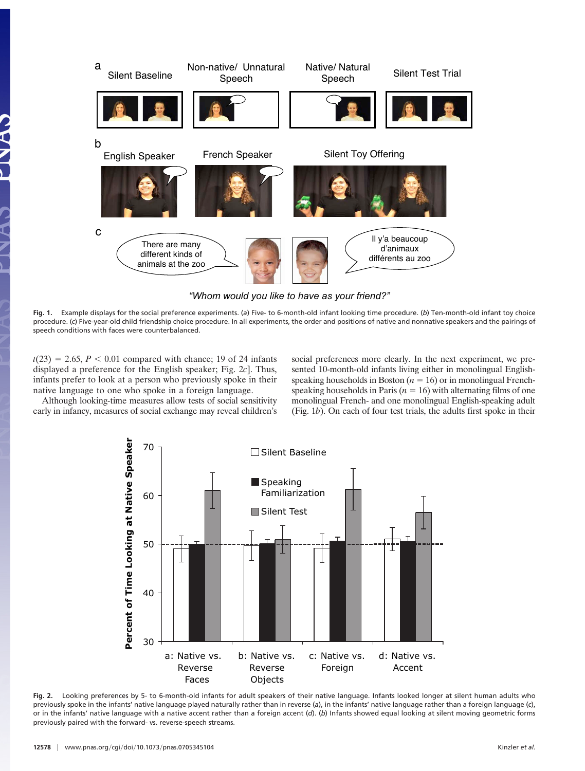**Fig. 1.** Example displays for the social preference experiments. (*a*) Five- to 6-month-old infant looking time procedure. (*b*) Ten-month-old infant toy choice procedure. (*c*) Five-year-old child friendship choice procedure. In all experiments, the order and positions of native and nonnative speakers and the pairings of speech conditions with faces were counterbalanced.

$t(23) = 2.65$, $P < 0.01$ compared with chance; 19 of 24 infants displayed a preference for the English speaker; Fig. 2*c*]. Thus, infants prefer to look at a person who previously spoke in their native language to one who spoke in a foreign language.

Although looking-time measures allow tests of social sensitivity early in infancy, measures of social exchange may reveal children's social preferences more clearly. In the next experiment, we presented 10-month-old infants living either in monolingual English-speaking households in Boston ($n = 16$) or in monolingual French-speaking households in Paris ($n = 16$) with alternating films of one monolingual French- and one monolingual English-speaking adult (Fig. 1*b*). On each of four test trials, the adults first spoke in their

**Fig. 2.** Looking preferences by 5- to 6-month-old infants for adult speakers of their native language. Infants looked longer at silent human adults who previously spoke in the infants' native language played naturally rather than in reverse (*a*), in the infants' native language rather than a foreign language (*c*), or in the infants' native language with a native accent rather than a foreign accent (*d*). (*b*) Infants showed equal looking at silent moving geometric forms previously paired with the forward- vs. reverse-speech streams.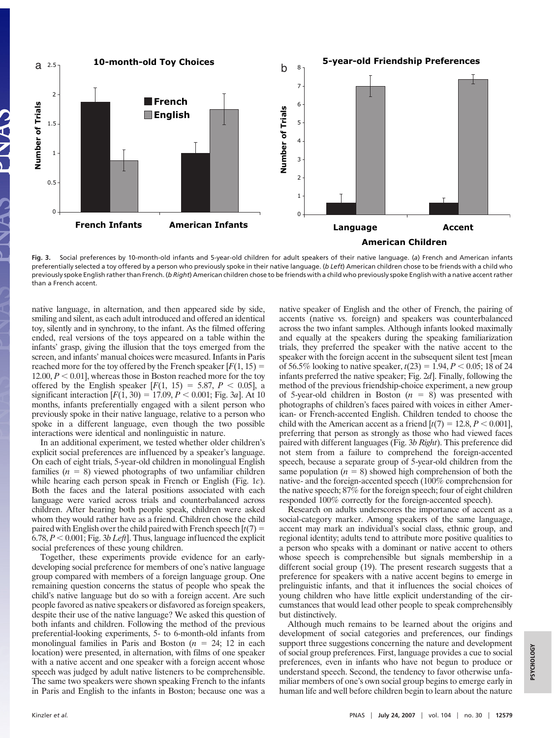**Fig. 3.** Social preferences by 10-month-old infants and 5-year-old children for adult speakers of their native language. (*a*) French and American infants preferentially selected a toy offered by a person who previously spoke in their native language. (*b Left*) American children chose to be friends with a child who previously spoke English rather than French. (*b Right*) American children chose to be friends with a child who previously spoke English with a native accent rather than a French accent.

native language, in alternation, and then appeared side by side, smiling and silent, as each adult introduced and offered an identical toy, silently and in synchrony, to the infant. As the filmed offering ended, real versions of the toys appeared on a table within the infants' grasp, giving the illusion that the toys emerged from the screen, and infants' manual choices were measured. Infants in Paris reached more for the toy offered by the French speaker [$F(1, 15) = 12.00$, $P < 0.01$], whereas those in Boston reached more for the toy offered by the English speaker [$F(1, 15) = 5.87$, $P < 0.05$], a significant interaction [$F(1, 30) = 17.09$, $P < 0.001$; Fig. 3*a*]. At 10 months, infants preferentially engaged with a silent person who previously spoke in their native language, relative to a person who spoke in a different language, even though the two possible interactions were identical and nonlinguistic in nature.

In an additional experiment, we tested whether older children's explicit social preferences are influenced by a speaker's language. On each of eight trials, 5-year-old children in monolingual English families ($n = 8$) viewed photographs of two unfamiliar children while hearing each person speak in French or English (Fig. 1*c*). Both the faces and the lateral positions associated with each language were varied across trials and counterbalanced across children. After hearing both people speak, children were asked whom they would rather have as a friend. Children chose the child paired with English over the child paired with French speech [$t(7) = 6.78$, $P < 0.001$; Fig. 3*b Left*]. Thus, language influenced the explicit social preferences of these young children.

Together, these experiments provide evidence for an early-developing social preference for members of one's native language group compared with members of a foreign language group. One remaining question concerns the status of people who speak the child's native language but do so with a foreign accent. Are such people favored as native speakers or disfavored as foreign speakers, despite their use of the native language? We asked this question of both infants and children. Following the method of the previous preferential-looking experiments, 5- to 6-month-old infants from monolingual families in Paris and Boston ($n = 24$; 12 in each location) were presented, in alternation, with films of one speaker with a native accent and one speaker with a foreign accent whose speech was judged by adult native listeners to be comprehensible. The same two speakers were shown speaking French to the infants in Paris and English to the infants in Boston; because one was a native speaker of English and the other of French, the pairing of accents (native vs. foreign) and speakers was counterbalanced across the two infant samples. Although infants looked maximally and equally at the speakers during the speaking familiarization trials, they preferred the speaker with the native accent to the speaker with the foreign accent in the subsequent silent test [mean of 56.5% looking to native speaker, $t(23) = 1.94$, $P < 0.05$; 18 of 24 infants preferred the native speaker; Fig. 2*d*]. Finally, following the method of the previous friendship-choice experiment, a new group of 5-year-old children in Boston ($n = 8$) was presented with photographs of children's faces paired with voices in either American- or French-accented English. Children tended to choose the child with the American accent as a friend [$t(7) = 12.8$, $P < 0.001$], preferring that person as strongly as those who had viewed faces paired with different languages (Fig. 3*b Right*). This preference did not stem from a failure to comprehend the foreign-accented speech, because a separate group of 5-year-old children from the same population ($n = 8$) showed high comprehension of both the native- and the foreign-accented speech (100% comprehension for the native speech; 87% for the foreign speech; four of eight children responded 100% correctly for the foreign-accented speech).

Research on adults underscores the importance of accent as a social-category marker. Among speakers of the same language, accent may mark an individual's social class, ethnic group, and regional identity; adults tend to attribute more positive qualities to a person who speaks with a dominant or native accent to others whose speech is comprehensible but signals membership in a different social group (19). The present research suggests that a preference for speakers with a native accent begins to emerge in prelinguistic infants, and that it influences the social choices of young children who have little explicit understanding of the circumstances that would lead other people to speak comprehensibly but distinctively.

Although much remains to be learned about the origins and development of social categories and preferences, our findings support three suggestions concerning the nature and development of social group preferences. First, language provides a cue to social preferences, even in infants who have not begun to produce or understand speech. Second, the tendency to favor otherwise unfamiliar members of one's own social group begins to emerge early in human life and well before children begin to learn about the nature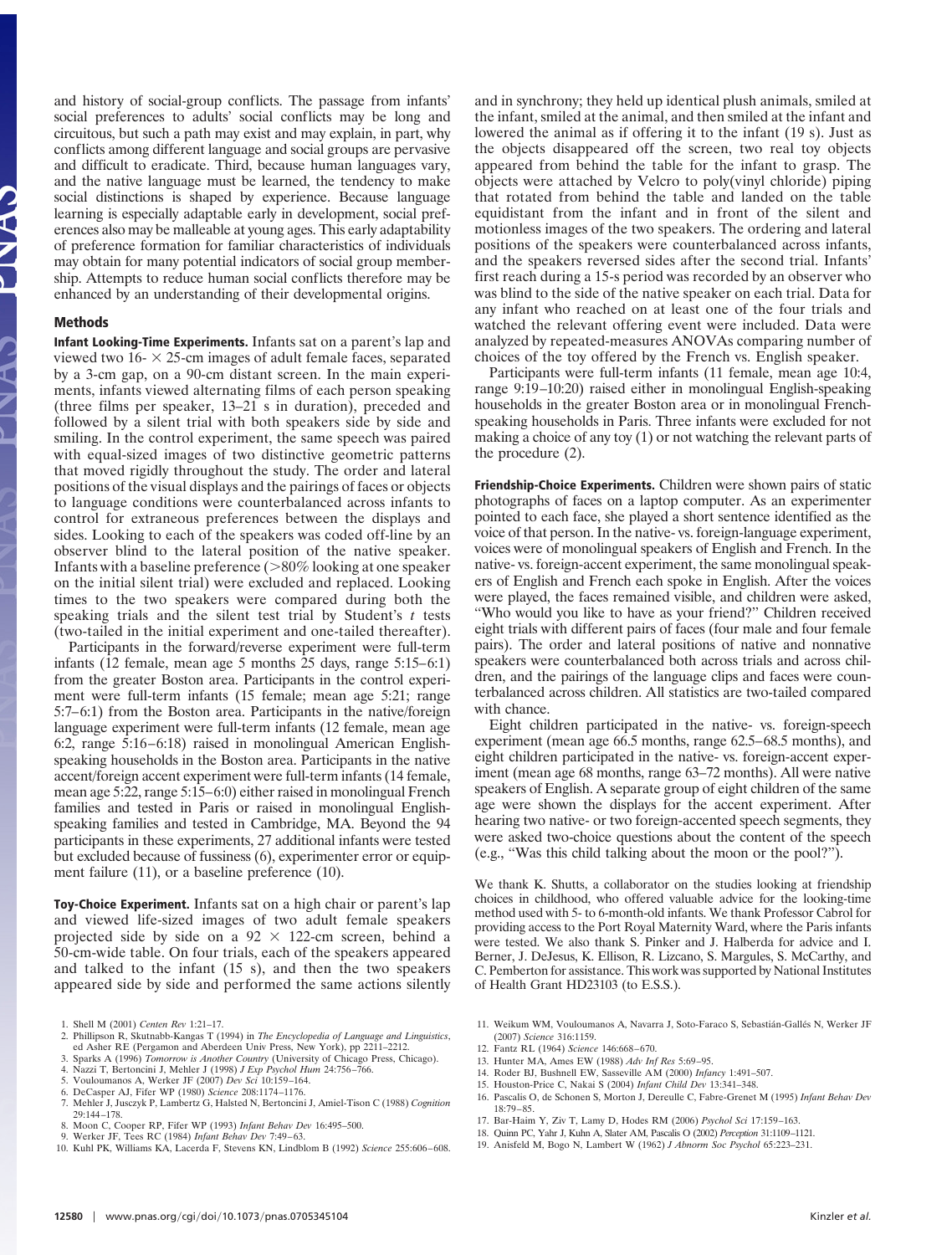and history of social-group conflicts. The passage from infants' social preferences to adults' social conflicts may be long and circuitous, but such a path may exist and may explain, in part, why conflicts among different language and social groups are pervasive and difficult to eradicate. Third, because human languages vary, and the native language must be learned, the tendency to make social distinctions is shaped by experience. Because language learning is especially adaptable early in development, social preferences also may be malleable at young ages. This early adaptability of preference formation for familiar characteristics of individuals may obtain for many potential indicators of social group membership. Attempts to reduce human social conflicts therefore may be enhanced by an understanding of their developmental origins.

## Methods

**Infant Looking-Time Experiments.** Infants sat on a parent's lap and viewed two 16- × 25-cm images of adult female faces, separated by a 3-cm gap, on a 90-cm distant screen. In the main experiments, infants viewed alternating films of each person speaking (three films per speaker, 13–21 s in duration), preceded and followed by a silent trial with both speakers side by side and smiling. In the control experiment, the same speech was paired with equal-sized images of two distinctive geometric patterns that moved rigidly throughout the study. The order and lateral positions of the visual displays and the pairings of faces or objects to language conditions were counterbalanced across infants to control for extraneous preferences between the displays and sides. Looking to each of the speakers was coded off-line by an observer blind to the lateral position of the native speaker. Infants with a baseline preference (>80% looking at one speaker on the initial silent trial) were excluded and replaced. Looking times to the two speakers were compared during both the speaking trials and the silent test trial by Student's *t* tests (two-tailed in the initial experiment and one-tailed thereafter).

Participants in the forward/reverse experiment were full-term infants (12 female, mean age 5 months 25 days, range 5:15–6:1) from the greater Boston area. Participants in the control experiment were full-term infants (15 female; mean age 5:21; range 5:7–6:1) from the Boston area. Participants in the native/foreign language experiment were full-term infants (12 female, mean age 6:2, range 5:16–6:18) raised in monolingual American English-speaking households in the Boston area. Participants in the native accent/foreign accent experiment were full-term infants (14 female, mean age 5:22, range 5:15–6:0) either raised in monolingual French families and tested in Paris or raised in monolingual English-speaking families and tested in Cambridge, MA. Beyond the 94 participants in these experiments, 27 additional infants were tested but excluded because of fussiness (6), experimenter error or equipment failure (11), or a baseline preference (10).

**Toy-Choice Experiment.** Infants sat on a high chair or parent's lap and viewed life-sized images of two adult female speakers projected side by side on a 92 × 122-cm screen, behind a 50-cm-wide table. On four trials, each of the speakers appeared and talked to the infant (15 s), and then the two speakers appeared side by side and performed the same actions silently and in synchrony; they held up identical plush animals, smiled at the infant, smiled at the animal, and then smiled at the infant and lowered the animal as if offering it to the infant (19 s). Just as the objects disappeared off the screen, two real toy objects appeared from behind the table for the infant to grasp. The objects were attached by Velcro to poly(vinyl chloride) piping that rotated from behind the table and landed on the table equidistant from the infant and in front of the silent and motionless images of the two speakers. The ordering and lateral positions of the speakers were counterbalanced across infants, and the speakers reversed sides after the second trial. Infants' first reach during a 15-s period was recorded by an observer who was blind to the side of the native speaker on each trial. Data for any infant who reached on at least one of the four trials and watched the relevant offering event were included. Data were analyzed by repeated-measures ANOVAs comparing number of choices of the toy offered by the French vs. English speaker.

Participants were full-term infants (11 female, mean age 10:4, range 9:19–10:20) raised either in monolingual English-speaking households in the greater Boston area or in monolingual French-speaking households in Paris. Three infants were excluded for not making a choice of any toy (1) or not watching the relevant parts of the procedure (2).

**Friendship-Choice Experiments.** Children were shown pairs of static photographs of faces on a laptop computer. As an experimenter pointed to each face, she played a short sentence identified as the voice of that person. In the native- vs. foreign-language experiment, voices were of monolingual speakers of English and French. In the native- vs. foreign-accent experiment, the same monolingual speakers of English and French each spoke in English. After the voices were played, the faces remained visible, and children were asked, "Who would you like to have as your friend?" Children received eight trials with different pairs of faces (four male and four female pairs). The order and lateral positions of native and nonnative speakers were counterbalanced both across trials and across children, and the pairings of the language clips and faces were counterbalanced across children. All statistics are two-tailed compared with chance.

Eight children participated in the native- vs. foreign-speech experiment (mean age 66.5 months, range 62.5–68.5 months), and eight children participated in the native- vs. foreign-accent experiment (mean age 68 months, range 63–72 months). All were native speakers of English. A separate group of eight children of the same age were shown the displays for the accent experiment. After hearing two native- or two foreign-accented speech segments, they were asked two-choice questions about the content of the speech (e.g., "Was this child talking about the moon or the pool?").

We thank K. Shutts, a collaborator on the studies looking at friendship choices in childhood, who offered valuable advice for the looking-time method used with 5- to 6-month-old infants. We thank Professor Cabrol for providing access to the Port Royal Maternity Ward, where the Paris infants were tested. We also thank S. Pinker and J. Halberda for advice and I. Berner, J. DeJesus, K. Ellison, R. Lizcano, S. Margules, S. McCarthy, and C. Pemberton for assistance. This work was supported by National Institutes of Health Grant HD23103 (to E.S.S.).

1. Shell M (2001) *Centen Rev* 1:21–17.
2. Phillipson R, Skutnabb-Kangas T (1994) in *The Encyclopedia of Language and Linguistics*, ed Asher RE (Pergamon and Aberdeen Univ Press, New York), pp 2211–2212.
3. Sparks A (1996) *Tomorrow is Another Country* (University of Chicago Press, Chicago).
4. Nazzi T, Bertoncini J, Mehler J (1998) *J Exp Psychol Hum* 24:756–766.
5. Vouloumanos A, Werker JF (2007) *Dev Sci* 10:159–164.
6. DeCasper AJ, Fifer WP (1980) *Science* 208:1174–1176.
7. Mehler J, Jusczyk P, Lambertz G, Halsted N, Bertoncini J, Amiel-Tison C (1988) *Cognition* 29:144–178.
8. Moon C, Cooper RP, Fifer WP (1993) *Infant Behav Dev* 16:495–500.
9. Werker JF, Tees RC (1984) *Infant Behav Dev* 7:49–63.
10. Kuhl PK, Williams KA, Lacerda F, Stevens KN, Lindblom B (1992) *Science* 255:606–608.
11. Weikum WM, Vouloumanos A, Navarra J, Soto-Faraco S, Sebastián-Gallés N, Werker JF (2007) *Science* 316:1159.
12. Fantz RL (1964) *Science* 146:668–670.
13. Hunter MA, Ames EW (1988) *Adv Inf Res* 5:69–95.
14. Roder BJ, Bushnell EW, Sasseville AM (2000) *Infancy* 1:491–507.
15. Houston-Price C, Nakai S (2004) *Infant Child Dev* 13:341–348.
16. Pascalis O, de Schonen S, Morton J, Dereulle C, Fabre-Grenet M (1995) *Infant Behav Dev* 18:79–85.
17. Bar-Haim Y, Ziv T, Lamy D, Hodes RM (2006) *Psychol Sci* 17:159–163.
18. Quinn PC, Yahr J, Kuhn A, Slater AM, Pascalis O (2002) *Perception* 31:1109–1121.
19. Anisfeld M, Bogo N, Lambert W (1962) *J Abnorm Soc Psychol* 65:223–231.